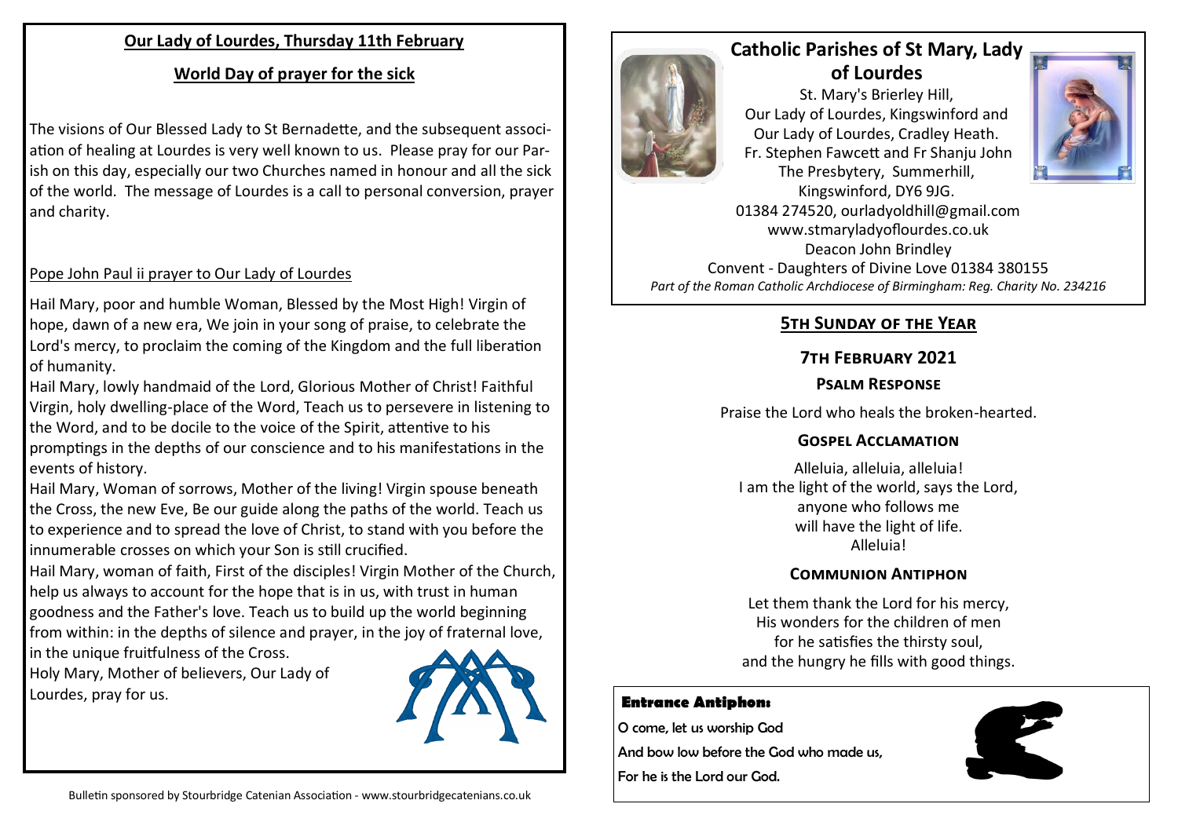## Our Lady of Lourdes, Thursday 11th February

## World Day of prayer for the sick

The visions of Our Blessed Lady to St Bernadette, and the subsequent association of healing at Lourdes is very well known to us. Please pray for our Parish on this day, especially our two Churches named in honour and all the sick of the world. The message of Lourdes is a call to personal conversion, prayer and charity.

Pope John Paul ii prayer to Our Lady of Lourdes

Hail Mary, poor and humble Woman, Blessed by the Most High! Virgin of hope, dawn of a new era, We join in your song of praise, to celebrate the Lord's mercy, to proclaim the coming of the Kingdom and the full liberation of humanity.

Hail Mary, lowly handmaid of the Lord, Glorious Mother of Christ! Faithful Virgin, holy dwelling-place of the Word, Teach us to persevere in listening to the Word, and to be docile to the voice of the Spirit, attentive to his promptings in the depths of our conscience and to his manifestations in the events of history.

Hail Mary, Woman of sorrows, Mother of the living! Virgin spouse beneath the Cross, the new Eve, Be our guide along the paths of the world. Teach us to experience and to spread the love of Christ, to stand with you before the innumerable crosses on which your Son is still crucified.

Hail Mary, woman of faith, First of the disciples! Virgin Mother of the Church, help us always to account for the hope that is in us, with trust in human goodness and the Father's love. Teach us to build up the world beginning from within: in the depths of silence and prayer, in the joy of fraternal love, in the unique fruitfulness of the Cross.

Holy Mary, Mother of believers, Our Lady of Lourdes, pray for us.

Bulletin sponsored by Stourbridge Catenian Association - www.stourbridgecatenians.co.uk

# Catholic Parishes of St Mary, Lady of Lourdes

St. Mary's Brierley Hill,
Our Lady of Lourdes, Kingswinford and
Our Lady of Lourdes, Cradley Heath.
Fr. Stephen Fawcett and Fr Shanju John
The Presbytery, Summerhill,
Kingswinford, DY6 9JG.
01384 274520, ourladyoldhill@gmail.com
www.stmaryladyoflourdes.co.uk
Deacon John Brindley
Convent - Daughters of Divine Love 01384 380155

*Part of the Roman Catholic Archdiocese of Birmingham: Reg. Charity No. 234216*

## 5th Sunday of the Year

### 7th February 2021

### Psalm Response

Praise the Lord who heals the broken-hearted.

### Gospel Acclamation

Alleluia, alleluia, alleluia!
I am the light of the world, says the Lord,
anyone who follows me
will have the light of life.
Alleluia!

### Communion Antiphon

Let them thank the Lord for his mercy,
His wonders for the children of men
for he satisfies the thirsty soul,
and the hungry he fills with good things.

**Entrance Antiphon:**

O come, let us worship God
And bow low before the God who made us,
For he is the Lord our God.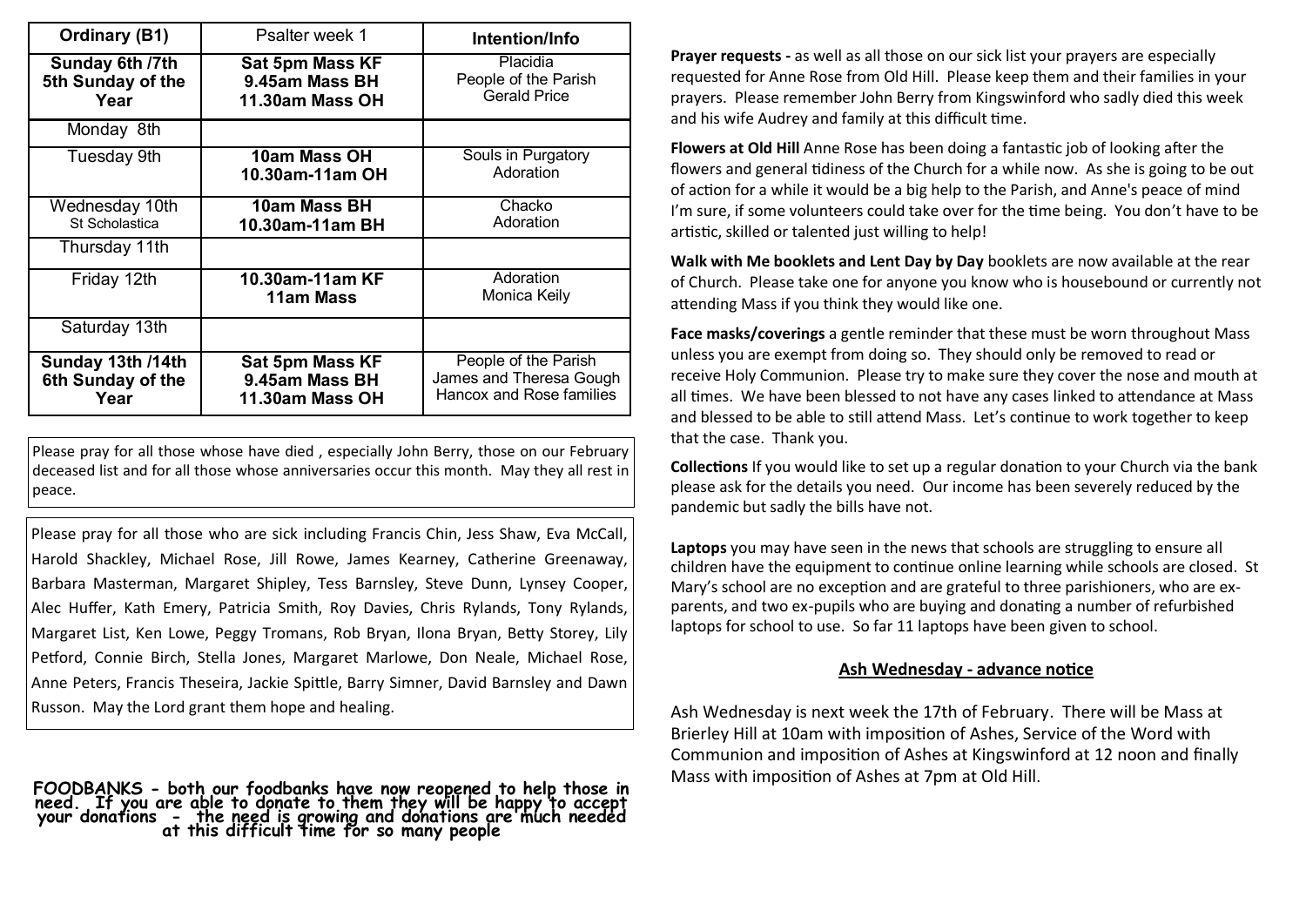| Ordinary (B1) | Psalter week 1 | Intention/Info |
| --- | --- | --- |
| **Sunday 6th /7th 5th Sunday of the Year** | **Sat 5pm Mass KF 9.45am Mass BH 11.30am Mass OH** | Placidia People of the Parish Gerald Price |
| Monday 8th | | |
| Tuesday 9th | **10am Mass OH 10.30am-11am OH** | Souls in Purgatory Adoration |
| Wednesday 10th St Scholastica | **10am Mass BH 10.30am-11am BH** | Chacko Adoration |
| Thursday 11th | | |
| Friday 12th | **10.30am-11am KF 11am Mass** | Adoration Monica Keily |
| Saturday 13th | | |
| **Sunday 13th /14th 6th Sunday of the Year** | **Sat 5pm Mass KF 9.45am Mass BH 11.30am Mass OH** | People of the Parish James and Theresa Gough Hancox and Rose families |

Please pray for all those whose have died , especially John Berry, those on our February deceased list and for all those whose anniversaries occur this month. May they all rest in peace.

Please pray for all those who are sick including Francis Chin, Jess Shaw, Eva McCall, Harold Shackley, Michael Rose, Jill Rowe, James Kearney, Catherine Greenaway, Barbara Masterman, Margaret Shipley, Tess Barnsley, Steve Dunn, Lynsey Cooper, Alec Huffer, Kath Emery, Patricia Smith, Roy Davies, Chris Rylands, Tony Rylands, Margaret List, Ken Lowe, Peggy Tromans, Rob Bryan, Ilona Bryan, Betty Storey, Lily Petford, Connie Birch, Stella Jones, Margaret Marlowe, Don Neale, Michael Rose, Anne Peters, Francis Theseira, Jackie Spittle, Barry Simner, David Barnsley and Dawn Russon. May the Lord grant them hope and healing.

**FOODBANKS - both our foodbanks have now reopened to help those in need. If you are able to donate to them they will be happy to accept your donations - the need is growing and donations are much needed at this difficult time for so many people**

**Prayer requests -** as well as all those on our sick list your prayers are especially requested for Anne Rose from Old Hill. Please keep them and their families in your prayers. Please remember John Berry from Kingswinford who sadly died this week and his wife Audrey and family at this difficult time.

**Flowers at Old Hill** Anne Rose has been doing a fantastic job of looking after the flowers and general tidiness of the Church for a while now. As she is going to be out of action for a while it would be a big help to the Parish, and Anne's peace of mind I'm sure, if some volunteers could take over for the time being. You don't have to be artistic, skilled or talented just willing to help!

**Walk with Me booklets and Lent Day by Day** booklets are now available at the rear of Church. Please take one for anyone you know who is housebound or currently not attending Mass if you think they would like one.

**Face masks/coverings** a gentle reminder that these must be worn throughout Mass unless you are exempt from doing so. They should only be removed to read or receive Holy Communion. Please try to make sure they cover the nose and mouth at all times. We have been blessed to not have any cases linked to attendance at Mass and blessed to be able to still attend Mass. Let's continue to work together to keep that the case. Thank you.

**Collections** If you would like to set up a regular donation to your Church via the bank please ask for the details you need. Our income has been severely reduced by the pandemic but sadly the bills have not.

**Laptops** you may have seen in the news that schools are struggling to ensure all children have the equipment to continue online learning while schools are closed. St Mary's school are no exception and are grateful to three parishioners, who are ex-parents, and two ex-pupils who are buying and donating a number of refurbished laptops for school to use. So far 11 laptops have been given to school.

## Ash Wednesday - advance notice

Ash Wednesday is next week the 17th of February. There will be Mass at Brierley Hill at 10am with imposition of Ashes, Service of the Word with Communion and imposition of Ashes at Kingswinford at 12 noon and finally Mass with imposition of Ashes at 7pm at Old Hill.